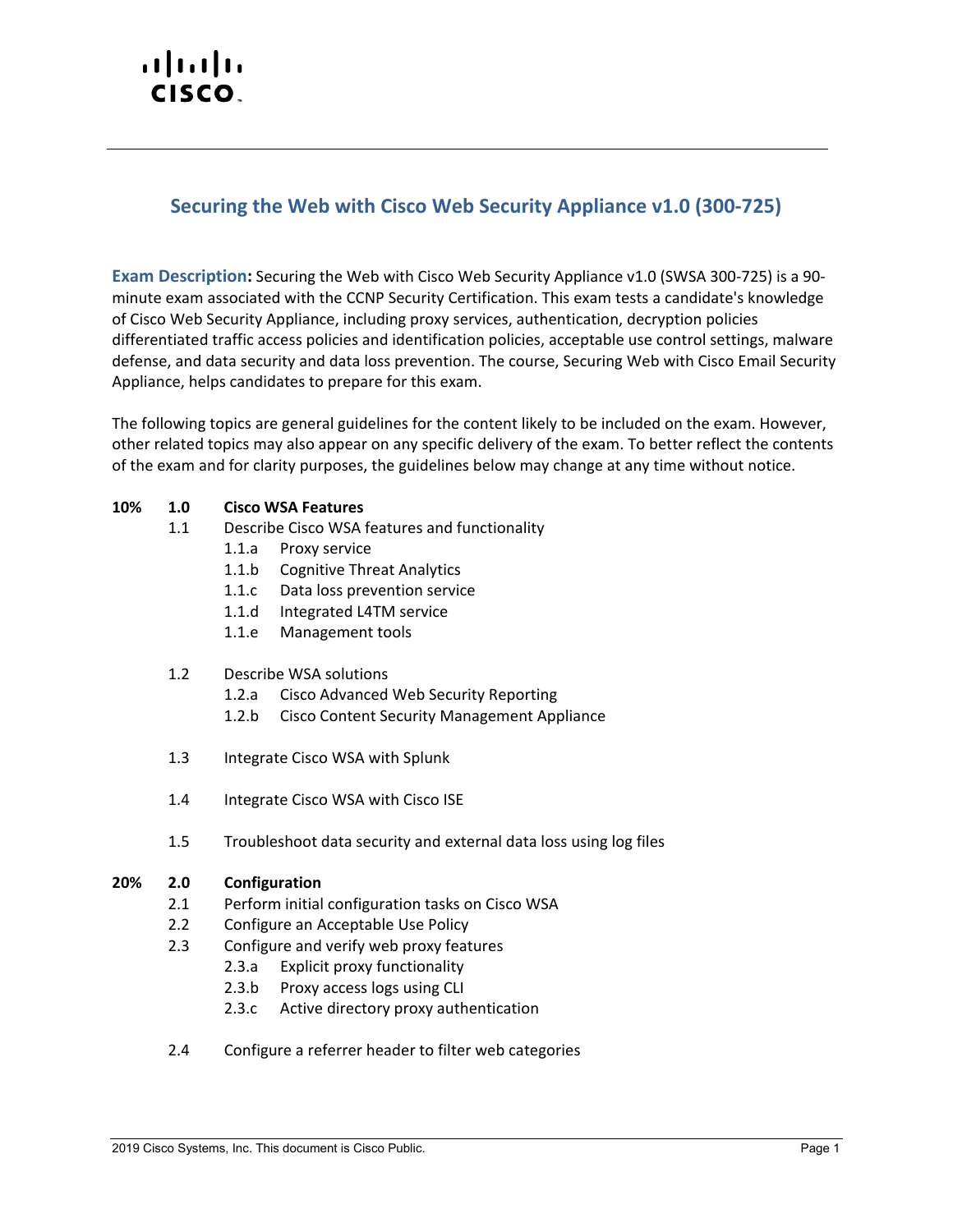# Securing the Web with Cisco Web Security Appliance v1.0 (300-725)

**Exam Description:** Securing the Web with Cisco Web Security Appliance v1.0 (SWSA 300-725) is a 90-minute exam associated with the CCNP Security Certification. This exam tests a candidate's knowledge of Cisco Web Security Appliance, including proxy services, authentication, decryption policies differentiated traffic access policies and identification policies, acceptable use control settings, malware defense, and data security and data loss prevention. The course, Securing Web with Cisco Email Security Appliance, helps candidates to prepare for this exam.

The following topics are general guidelines for the content likely to be included on the exam. However, other related topics may also appear on any specific delivery of the exam. To better reflect the contents of the exam and for clarity purposes, the guidelines below may change at any time without notice.

**10% 1.0 Cisco WSA Features**

- 1.1 Describe Cisco WSA features and functionality
  - 1.1.a Proxy service
  - 1.1.b Cognitive Threat Analytics
  - 1.1.c Data loss prevention service
  - 1.1.d Integrated L4TM service
  - 1.1.e Management tools
- 1.2 Describe WSA solutions
  - 1.2.a Cisco Advanced Web Security Reporting
  - 1.2.b Cisco Content Security Management Appliance
- 1.3 Integrate Cisco WSA with Splunk
- 1.4 Integrate Cisco WSA with Cisco ISE
- 1.5 Troubleshoot data security and external data loss using log files

**20% 2.0 Configuration**

- 2.1 Perform initial configuration tasks on Cisco WSA
- 2.2 Configure an Acceptable Use Policy
- 2.3 Configure and verify web proxy features
  - 2.3.a Explicit proxy functionality
  - 2.3.b Proxy access logs using CLI
  - 2.3.c Active directory proxy authentication
- 2.4 Configure a referrer header to filter web categories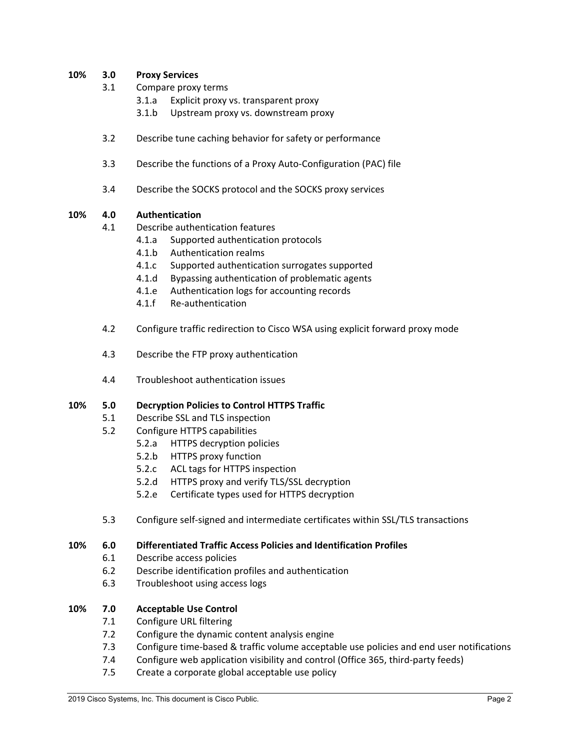**10% 3.0 Proxy Services**

- 3.1 Compare proxy terms
  - 3.1.a Explicit proxy vs. transparent proxy
  - 3.1.b Upstream proxy vs. downstream proxy

- 3.2 Describe tune caching behavior for safety or performance

- 3.3 Describe the functions of a Proxy Auto-Configuration (PAC) file

- 3.4 Describe the SOCKS protocol and the SOCKS proxy services

**10% 4.0 Authentication**

- 4.1 Describe authentication features
  - 4.1.a Supported authentication protocols
  - 4.1.b Authentication realms
  - 4.1.c Supported authentication surrogates supported
  - 4.1.d Bypassing authentication of problematic agents
  - 4.1.e Authentication logs for accounting records
  - 4.1.f Re-authentication

- 4.2 Configure traffic redirection to Cisco WSA using explicit forward proxy mode

- 4.3 Describe the FTP proxy authentication

- 4.4 Troubleshoot authentication issues

**10% 5.0 Decryption Policies to Control HTTPS Traffic**

- 5.1 Describe SSL and TLS inspection
- 5.2 Configure HTTPS capabilities
  - 5.2.a HTTPS decryption policies
  - 5.2.b HTTPS proxy function
  - 5.2.c ACL tags for HTTPS inspection
  - 5.2.d HTTPS proxy and verify TLS/SSL decryption
  - 5.2.e Certificate types used for HTTPS decryption

- 5.3 Configure self-signed and intermediate certificates within SSL/TLS transactions

**10% 6.0 Differentiated Traffic Access Policies and Identification Profiles**

- 6.1 Describe access policies
- 6.2 Describe identification profiles and authentication
- 6.3 Troubleshoot using access logs

**10% 7.0 Acceptable Use Control**

- 7.1 Configure URL filtering
- 7.2 Configure the dynamic content analysis engine
- 7.3 Configure time-based & traffic volume acceptable use policies and end user notifications
- 7.4 Configure web application visibility and control (Office 365, third-party feeds)
- 7.5 Create a corporate global acceptable use policy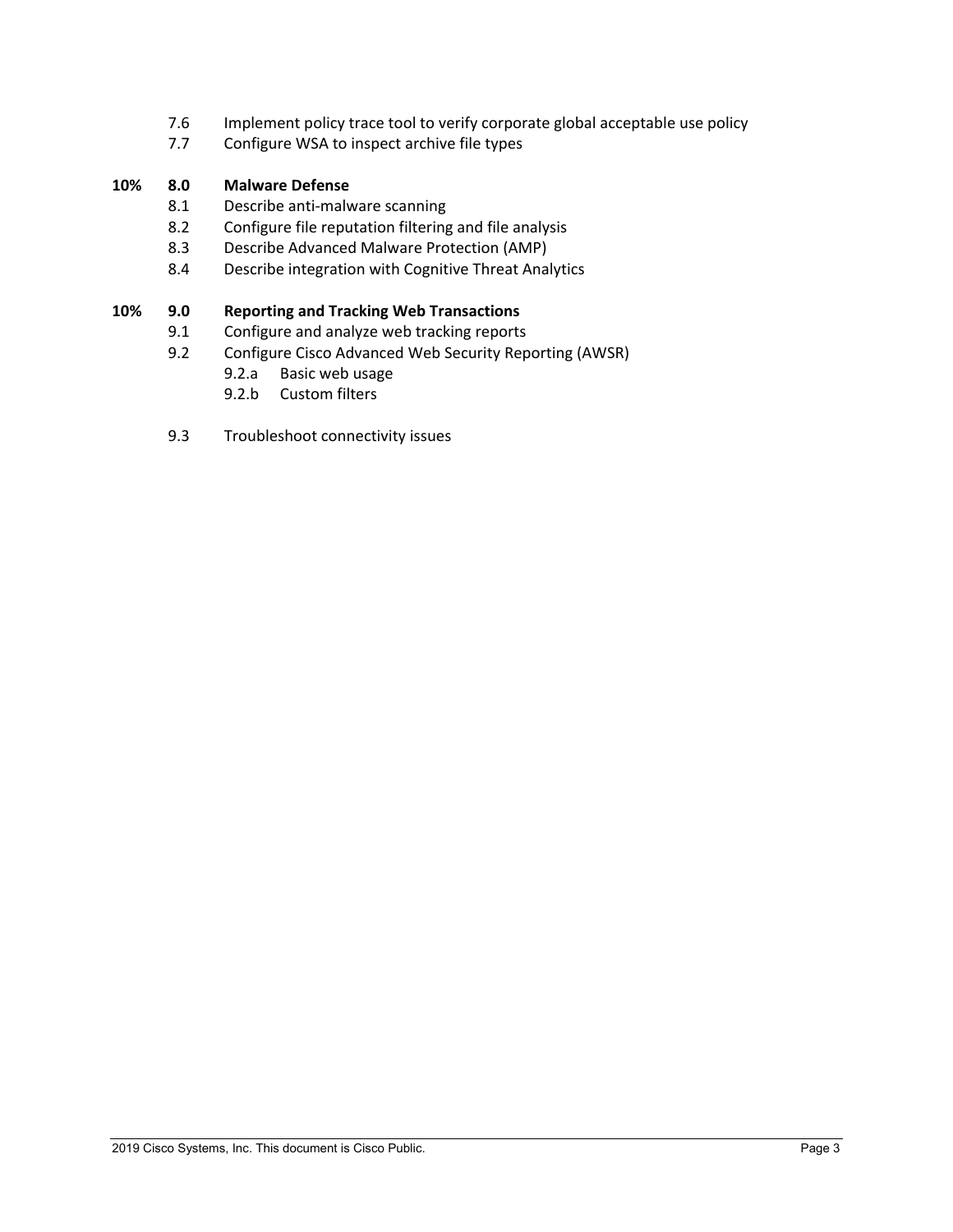7.6 Implement policy trace tool to verify corporate global acceptable use policy

7.7 Configure WSA to inspect archive file types

**10% 8.0 Malware Defense**

8.1 Describe anti-malware scanning

8.2 Configure file reputation filtering and file analysis

8.3 Describe Advanced Malware Protection (AMP)

8.4 Describe integration with Cognitive Threat Analytics

**10% 9.0 Reporting and Tracking Web Transactions**

9.1 Configure and analyze web tracking reports

9.2 Configure Cisco Advanced Web Security Reporting (AWSR)

9.2.a Basic web usage

9.2.b Custom filters

9.3 Troubleshoot connectivity issues